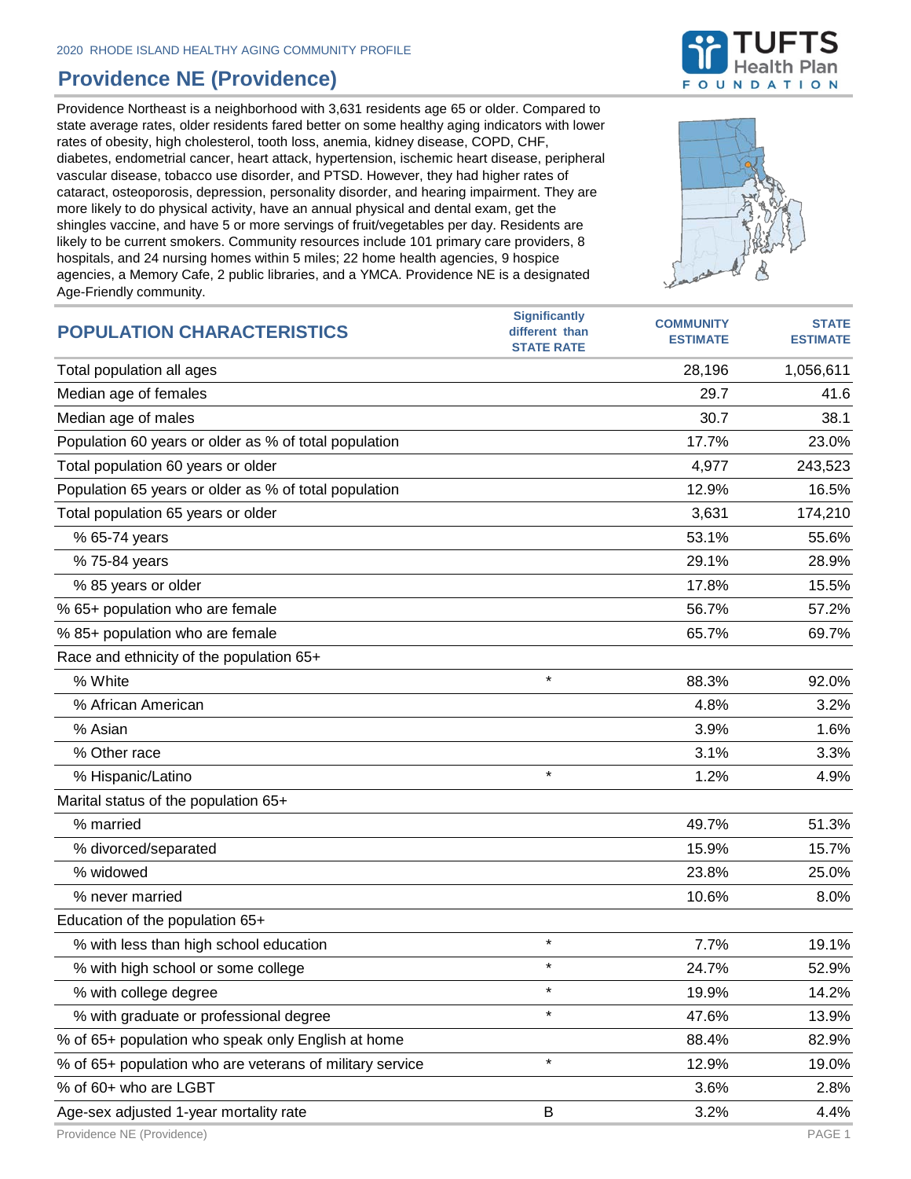2020 RHODE ISLAND HEALTHY AGING COMMUNITY PROFILE

# Providence NE (Providence)

Providence Northeast is a neighborhood with 3,631 residents age 65 or older. Compared to state average rates, older residents fared better on some healthy aging indicators with lower rates of obesity, high cholesterol, tooth loss, anemia, kidney disease, COPD, CHF, diabetes, endometrial cancer, heart attack, hypertension, ischemic heart disease, peripheral vascular disease, tobacco use disorder, and PTSD. However, they had higher rates of cataract, osteoporosis, depression, personality disorder, and hearing impairment. They are more likely to do physical activity, have an annual physical and dental exam, get the shingles vaccine, and have 5 or more servings of fruit/vegetables per day. Residents are likely to be current smokers. Community resources include 101 primary care providers, 8 hospitals, and 24 nursing homes within 5 miles; 22 home health agencies, 9 hospice agencies, a Memory Cafe, 2 public libraries, and a YMCA. Providence NE is a designated Age-Friendly community.

| POPULATION CHARACTERISTICS | Significantly different than STATE RATE | COMMUNITY ESTIMATE | STATE ESTIMATE |
|---|---|---|---|
| Total population all ages | | 28,196 | 1,056,611 |
| Median age of females | | 29.7 | 41.6 |
| Median age of males | | 30.7 | 38.1 |
| Population 60 years or older as % of total population | | 17.7% | 23.0% |
| Total population 60 years or older | | 4,977 | 243,523 |
| Population 65 years or older as % of total population | | 12.9% | 16.5% |
| Total population 65 years or older | | 3,631 | 174,210 |
| % 65-74 years | | 53.1% | 55.6% |
| % 75-84 years | | 29.1% | 28.9% |
| % 85 years or older | | 17.8% | 15.5% |
| % 65+ population who are female | | 56.7% | 57.2% |
| % 85+ population who are female | | 65.7% | 69.7% |
| Race and ethnicity of the population 65+ | | | |
| % White | * | 88.3% | 92.0% |
| % African American | | 4.8% | 3.2% |
| % Asian | | 3.9% | 1.6% |
| % Other race | | 3.1% | 3.3% |
| % Hispanic/Latino | * | 1.2% | 4.9% |
| Marital status of the population 65+ | | | |
| % married | | 49.7% | 51.3% |
| % divorced/separated | | 15.9% | 15.7% |
| % widowed | | 23.8% | 25.0% |
| % never married | | 10.6% | 8.0% |
| Education of the population 65+ | | | |
| % with less than high school education | * | 7.7% | 19.1% |
| % with high school or some college | * | 24.7% | 52.9% |
| % with college degree | * | 19.9% | 14.2% |
| % with graduate or professional degree | * | 47.6% | 13.9% |
| % of 65+ population who speak only English at home | | 88.4% | 82.9% |
| % of 65+ population who are veterans of military service | * | 12.9% | 19.0% |
| % of 60+ who are LGBT | | 3.6% | 2.8% |
| Age-sex adjusted 1-year mortality rate | B | 3.2% | 4.4% |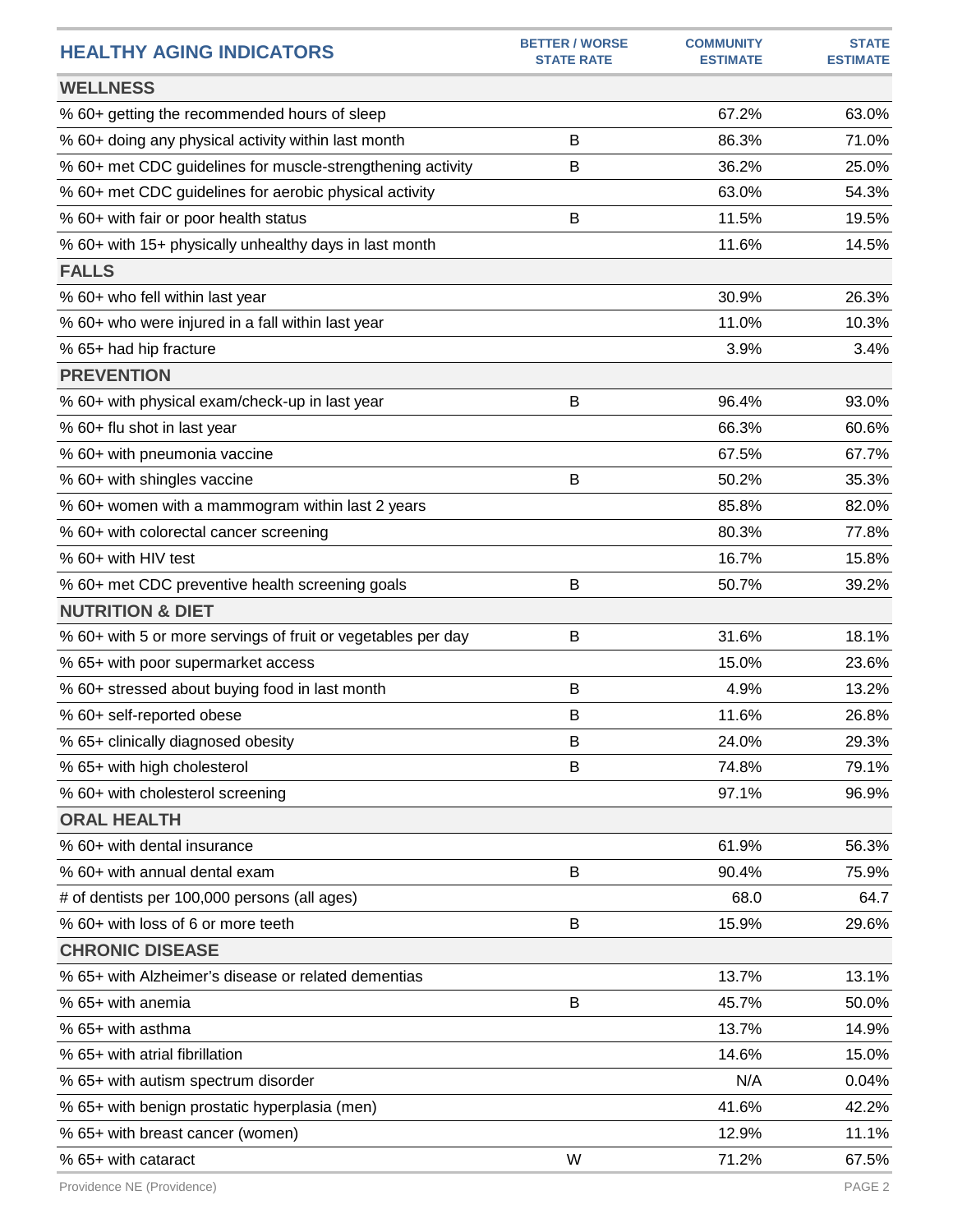| HEALTHY AGING INDICATORS | BETTER / WORSE STATE RATE | COMMUNITY ESTIMATE | STATE ESTIMATE |
|---|---|---|---|
| **WELLNESS** | | | |
| % 60+ getting the recommended hours of sleep | | 67.2% | 63.0% |
| % 60+ doing any physical activity within last month | B | 86.3% | 71.0% |
| % 60+ met CDC guidelines for muscle-strengthening activity | B | 36.2% | 25.0% |
| % 60+ met CDC guidelines for aerobic physical activity | | 63.0% | 54.3% |
| % 60+ with fair or poor health status | B | 11.5% | 19.5% |
| % 60+ with 15+ physically unhealthy days in last month | | 11.6% | 14.5% |
| **FALLS** | | | |
| % 60+ who fell within last year | | 30.9% | 26.3% |
| % 60+ who were injured in a fall within last year | | 11.0% | 10.3% |
| % 65+ had hip fracture | | 3.9% | 3.4% |
| **PREVENTION** | | | |
| % 60+ with physical exam/check-up in last year | B | 96.4% | 93.0% |
| % 60+ flu shot in last year | | 66.3% | 60.6% |
| % 60+ with pneumonia vaccine | | 67.5% | 67.7% |
| % 60+ with shingles vaccine | B | 50.2% | 35.3% |
| % 60+ women with a mammogram within last 2 years | | 85.8% | 82.0% |
| % 60+ with colorectal cancer screening | | 80.3% | 77.8% |
| % 60+ with HIV test | | 16.7% | 15.8% |
| % 60+ met CDC preventive health screening goals | B | 50.7% | 39.2% |
| **NUTRITION & DIET** | | | |
| % 60+ with 5 or more servings of fruit or vegetables per day | B | 31.6% | 18.1% |
| % 65+ with poor supermarket access | | 15.0% | 23.6% |
| % 60+ stressed about buying food in last month | B | 4.9% | 13.2% |
| % 60+ self-reported obese | B | 11.6% | 26.8% |
| % 65+ clinically diagnosed obesity | B | 24.0% | 29.3% |
| % 65+ with high cholesterol | B | 74.8% | 79.1% |
| % 60+ with cholesterol screening | | 97.1% | 96.9% |
| **ORAL HEALTH** | | | |
| % 60+ with dental insurance | | 61.9% | 56.3% |
| % 60+ with annual dental exam | B | 90.4% | 75.9% |
| # of dentists per 100,000 persons (all ages) | | 68.0 | 64.7 |
| % 60+ with loss of 6 or more teeth | B | 15.9% | 29.6% |
| **CHRONIC DISEASE** | | | |
| % 65+ with Alzheimer's disease or related dementias | | 13.7% | 13.1% |
| % 65+ with anemia | B | 45.7% | 50.0% |
| % 65+ with asthma | | 13.7% | 14.9% |
| % 65+ with atrial fibrillation | | 14.6% | 15.0% |
| % 65+ with autism spectrum disorder | | N/A | 0.04% |
| % 65+ with benign prostatic hyperplasia (men) | | 41.6% | 42.2% |
| % 65+ with breast cancer (women) | | 12.9% | 11.1% |
| % 65+ with cataract | W | 71.2% | 67.5% |

Providence NE (Providence)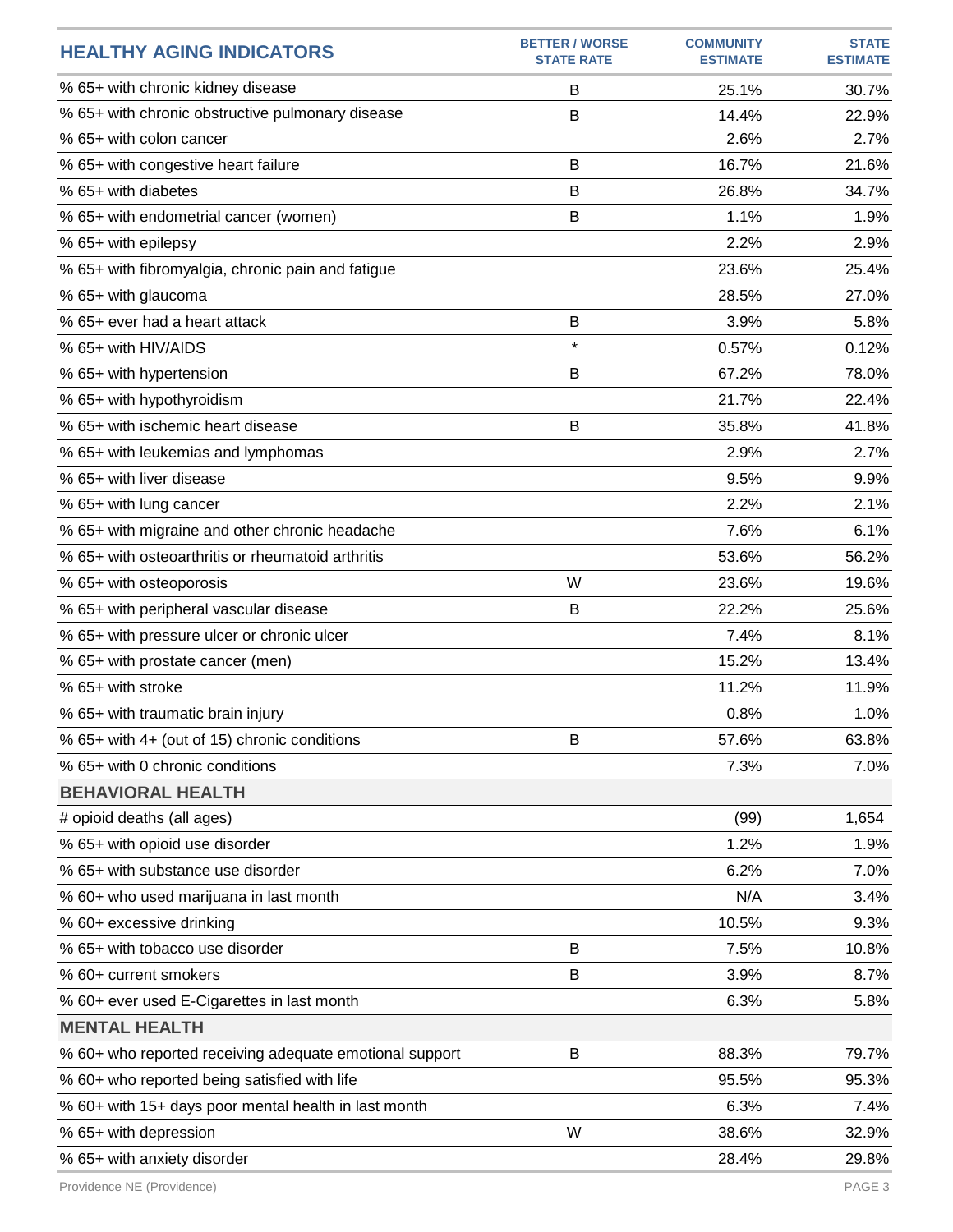| HEALTHY AGING INDICATORS | BETTER / WORSE STATE RATE | COMMUNITY ESTIMATE | STATE ESTIMATE |
|---|---|---|---|
| % 65+ with chronic kidney disease | B | 25.1% | 30.7% |
| % 65+ with chronic obstructive pulmonary disease | B | 14.4% | 22.9% |
| % 65+ with colon cancer | | 2.6% | 2.7% |
| % 65+ with congestive heart failure | B | 16.7% | 21.6% |
| % 65+ with diabetes | B | 26.8% | 34.7% |
| % 65+ with endometrial cancer (women) | B | 1.1% | 1.9% |
| % 65+ with epilepsy | | 2.2% | 2.9% |
| % 65+ with fibromyalgia, chronic pain and fatigue | | 23.6% | 25.4% |
| % 65+ with glaucoma | | 28.5% | 27.0% |
| % 65+ ever had a heart attack | B | 3.9% | 5.8% |
| % 65+ with HIV/AIDS | * | 0.57% | 0.12% |
| % 65+ with hypertension | B | 67.2% | 78.0% |
| % 65+ with hypothyroidism | | 21.7% | 22.4% |
| % 65+ with ischemic heart disease | B | 35.8% | 41.8% |
| % 65+ with leukemias and lymphomas | | 2.9% | 2.7% |
| % 65+ with liver disease | | 9.5% | 9.9% |
| % 65+ with lung cancer | | 2.2% | 2.1% |
| % 65+ with migraine and other chronic headache | | 7.6% | 6.1% |
| % 65+ with osteoarthritis or rheumatoid arthritis | | 53.6% | 56.2% |
| % 65+ with osteoporosis | W | 23.6% | 19.6% |
| % 65+ with peripheral vascular disease | B | 22.2% | 25.6% |
| % 65+ with pressure ulcer or chronic ulcer | | 7.4% | 8.1% |
| % 65+ with prostate cancer (men) | | 15.2% | 13.4% |
| % 65+ with stroke | | 11.2% | 11.9% |
| % 65+ with traumatic brain injury | | 0.8% | 1.0% |
| % 65+ with 4+ (out of 15) chronic conditions | B | 57.6% | 63.8% |
| % 65+ with 0 chronic conditions | | 7.3% | 7.0% |
| **BEHAVIORAL HEALTH** | | | |
| # opioid deaths (all ages) | | (99) | 1,654 |
| % 65+ with opioid use disorder | | 1.2% | 1.9% |
| % 65+ with substance use disorder | | 6.2% | 7.0% |
| % 60+ who used marijuana in last month | | N/A | 3.4% |
| % 60+ excessive drinking | | 10.5% | 9.3% |
| % 65+ with tobacco use disorder | B | 7.5% | 10.8% |
| % 60+ current smokers | B | 3.9% | 8.7% |
| % 60+ ever used E-Cigarettes in last month | | 6.3% | 5.8% |
| **MENTAL HEALTH** | | | |
| % 60+ who reported receiving adequate emotional support | B | 88.3% | 79.7% |
| % 60+ who reported being satisfied with life | | 95.5% | 95.3% |
| % 60+ with 15+ days poor mental health in last month | | 6.3% | 7.4% |
| % 65+ with depression | W | 38.6% | 32.9% |
| % 65+ with anxiety disorder | | 28.4% | 29.8% |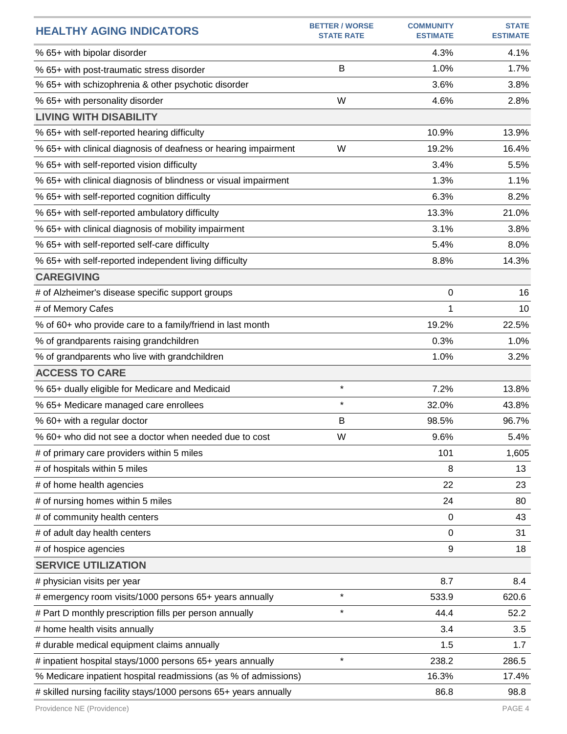| HEALTHY AGING INDICATORS | BETTER / WORSE STATE RATE | COMMUNITY ESTIMATE | STATE ESTIMATE |
|---|---|---|---|
| % 65+ with bipolar disorder | | 4.3% | 4.1% |
| % 65+ with post-traumatic stress disorder | B | 1.0% | 1.7% |
| % 65+ with schizophrenia & other psychotic disorder | | 3.6% | 3.8% |
| % 65+ with personality disorder | W | 4.6% | 2.8% |
| **LIVING WITH DISABILITY** | | | |
| % 65+ with self-reported hearing difficulty | | 10.9% | 13.9% |
| % 65+ with clinical diagnosis of deafness or hearing impairment | W | 19.2% | 16.4% |
| % 65+ with self-reported vision difficulty | | 3.4% | 5.5% |
| % 65+ with clinical diagnosis of blindness or visual impairment | | 1.3% | 1.1% |
| % 65+ with self-reported cognition difficulty | | 6.3% | 8.2% |
| % 65+ with self-reported ambulatory difficulty | | 13.3% | 21.0% |
| % 65+ with clinical diagnosis of mobility impairment | | 3.1% | 3.8% |
| % 65+ with self-reported self-care difficulty | | 5.4% | 8.0% |
| % 65+ with self-reported independent living difficulty | | 8.8% | 14.3% |
| **CAREGIVING** | | | |
| # of Alzheimer's disease specific support groups | | 0 | 16 |
| # of Memory Cafes | | 1 | 10 |
| % of 60+ who provide care to a family/friend in last month | | 19.2% | 22.5% |
| % of grandparents raising grandchildren | | 0.3% | 1.0% |
| % of grandparents who live with grandchildren | | 1.0% | 3.2% |
| **ACCESS TO CARE** | | | |
| % 65+ dually eligible for Medicare and Medicaid | * | 7.2% | 13.8% |
| % 65+ Medicare managed care enrollees | * | 32.0% | 43.8% |
| % 60+ with a regular doctor | B | 98.5% | 96.7% |
| % 60+ who did not see a doctor when needed due to cost | W | 9.6% | 5.4% |
| # of primary care providers within 5 miles | | 101 | 1,605 |
| # of hospitals within 5 miles | | 8 | 13 |
| # of home health agencies | | 22 | 23 |
| # of nursing homes within 5 miles | | 24 | 80 |
| # of community health centers | | 0 | 43 |
| # of adult day health centers | | 0 | 31 |
| # of hospice agencies | | 9 | 18 |
| **SERVICE UTILIZATION** | | | |
| # physician visits per year | | 8.7 | 8.4 |
| # emergency room visits/1000 persons 65+ years annually | * | 533.9 | 620.6 |
| # Part D monthly prescription fills per person annually | * | 44.4 | 52.2 |
| # home health visits annually | | 3.4 | 3.5 |
| # durable medical equipment claims annually | | 1.5 | 1.7 |
| # inpatient hospital stays/1000 persons 65+ years annually | * | 238.2 | 286.5 |
| % Medicare inpatient hospital readmissions (as % of admissions) | | 16.3% | 17.4% |
| # skilled nursing facility stays/1000 persons 65+ years annually | | 86.8 | 98.8 |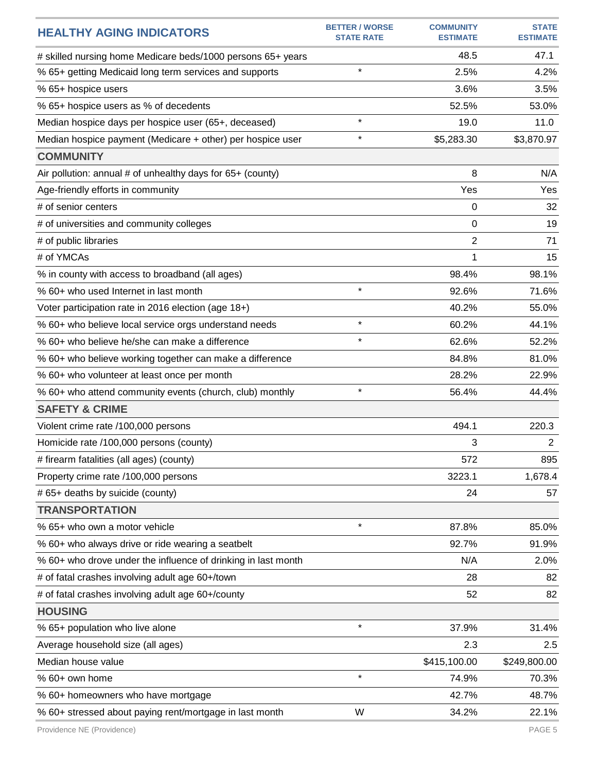| HEALTHY AGING INDICATORS | BETTER / WORSE STATE RATE | COMMUNITY ESTIMATE | STATE ESTIMATE |
|---|---|---|---|
| # skilled nursing home Medicare beds/1000 persons 65+ years | | 48.5 | 47.1 |
| % 65+ getting Medicaid long term services and supports | * | 2.5% | 4.2% |
| % 65+ hospice users | | 3.6% | 3.5% |
| % 65+ hospice users as % of decedents | | 52.5% | 53.0% |
| Median hospice days per hospice user (65+, deceased) | * | 19.0 | 11.0 |
| Median hospice payment (Medicare + other) per hospice user | * | $5,283.30 | $3,870.97 |
| **COMMUNITY** | | | |
| Air pollution: annual # of unhealthy days for 65+ (county) | | 8 | N/A |
| Age-friendly efforts in community | | Yes | Yes |
| # of senior centers | | 0 | 32 |
| # of universities and community colleges | | 0 | 19 |
| # of public libraries | | 2 | 71 |
| # of YMCAs | | 1 | 15 |
| % in county with access to broadband (all ages) | | 98.4% | 98.1% |
| % 60+ who used Internet in last month | * | 92.6% | 71.6% |
| Voter participation rate in 2016 election (age 18+) | | 40.2% | 55.0% |
| % 60+ who believe local service orgs understand needs | * | 60.2% | 44.1% |
| % 60+ who believe he/she can make a difference | * | 62.6% | 52.2% |
| % 60+ who believe working together can make a difference | | 84.8% | 81.0% |
| % 60+ who volunteer at least once per month | | 28.2% | 22.9% |
| % 60+ who attend community events (church, club) monthly | * | 56.4% | 44.4% |
| **SAFETY & CRIME** | | | |
| Violent crime rate /100,000 persons | | 494.1 | 220.3 |
| Homicide rate /100,000 persons (county) | | 3 | 2 |
| # firearm fatalities (all ages) (county) | | 572 | 895 |
| Property crime rate /100,000 persons | | 3223.1 | 1,678.4 |
| # 65+ deaths by suicide (county) | | 24 | 57 |
| **TRANSPORTATION** | | | |
| % 65+ who own a motor vehicle | * | 87.8% | 85.0% |
| % 60+ who always drive or ride wearing a seatbelt | | 92.7% | 91.9% |
| % 60+ who drove under the influence of drinking in last month | | N/A | 2.0% |
| # of fatal crashes involving adult age 60+/town | | 28 | 82 |
| # of fatal crashes involving adult age 60+/county | | 52 | 82 |
| **HOUSING** | | | |
| % 65+ population who live alone | * | 37.9% | 31.4% |
| Average household size (all ages) | | 2.3 | 2.5 |
| Median house value | | $415,100.00 | $249,800.00 |
| % 60+ own home | * | 74.9% | 70.3% |
| % 60+ homeowners who have mortgage | | 42.7% | 48.7% |
| % 60+ stressed about paying rent/mortgage in last month | W | 34.2% | 22.1% |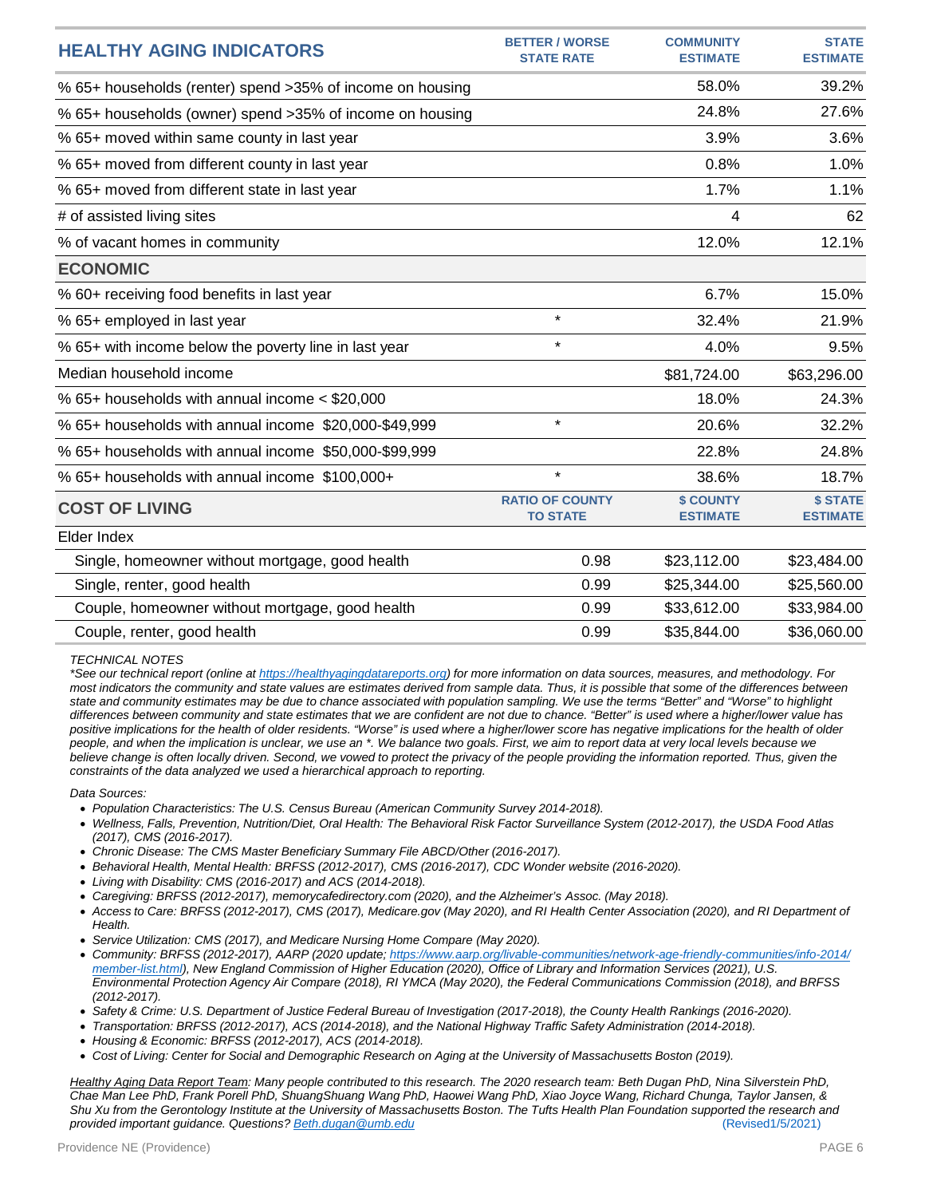| HEALTHY AGING INDICATORS | BETTER / WORSE STATE RATE | COMMUNITY ESTIMATE | STATE ESTIMATE |
|---|---|---|---|
| % 65+ households (renter) spend >35% of income on housing | | 58.0% | 39.2% |
| % 65+ households (owner) spend >35% of income on housing | | 24.8% | 27.6% |
| % 65+ moved within same county in last year | | 3.9% | 3.6% |
| % 65+ moved from different county in last year | | 0.8% | 1.0% |
| % 65+ moved from different state in last year | | 1.7% | 1.1% |
| # of assisted living sites | | 4 | 62 |
| % of vacant homes in community | | 12.0% | 12.1% |
| **ECONOMIC** | | | |
| % 60+ receiving food benefits in last year | | 6.7% | 15.0% |
| % 65+ employed in last year | * | 32.4% | 21.9% |
| % 65+ with income below the poverty line in last year | * | 4.0% | 9.5% |
| Median household income | | $81,724.00 | $63,296.00 |
| % 65+ households with annual income < $20,000 | | 18.0% | 24.3% |
| % 65+ households with annual income $20,000-$49,999 | * | 20.6% | 32.2% |
| % 65+ households with annual income $50,000-$99,999 | | 22.8% | 24.8% |
| % 65+ households with annual income $100,000+ | * | 38.6% | 18.7% |
| **COST OF LIVING** | **RATIO OF COUNTY TO STATE** | **$ COUNTY ESTIMATE** | **$ STATE ESTIMATE** |
| Elder Index | | | |
| Single, homeowner without mortgage, good health | 0.98 | $23,112.00 | $23,484.00 |
| Single, renter, good health | 0.99 | $25,344.00 | $25,560.00 |
| Couple, homeowner without mortgage, good health | 0.99 | $33,612.00 | $33,984.00 |
| Couple, renter, good health | 0.99 | $35,844.00 | $36,060.00 |

*TECHNICAL NOTES*

*\*See our technical report (online at https://healthyagingdatareports.org) for more information on data sources, measures, and methodology. For most indicators the community and state values are estimates derived from sample data. Thus, it is possible that some of the differences between state and community estimates may be due to chance associated with population sampling. We use the terms "Better" and "Worse" to highlight differences between community and state estimates that we are confident are not due to chance. "Better" is used where a higher/lower value has positive implications for the health of older residents. "Worse" is used where a higher/lower score has negative implications for the health of older people, and when the implication is unclear, we use an \*. We balance two goals. First, we aim to report data at very local levels because we believe change is often locally driven. Second, we vowed to protect the privacy of the people providing the information reported. Thus, given the constraints of the data analyzed we used a hierarchical approach to reporting.*

*Data Sources:*

- *Population Characteristics: The U.S. Census Bureau (American Community Survey 2014-2018).*
- *Wellness, Falls, Prevention, Nutrition/Diet, Oral Health: The Behavioral Risk Factor Surveillance System (2012-2017), the USDA Food Atlas (2017), CMS (2016-2017).*
- *Chronic Disease: The CMS Master Beneficiary Summary File ABCD/Other (2016-2017).*
- *Behavioral Health, Mental Health: BRFSS (2012-2017), CMS (2016-2017), CDC Wonder website (2016-2020).*
- *Living with Disability: CMS (2016-2017) and ACS (2014-2018).*
- *Caregiving: BRFSS (2012-2017), memorycafedirectory.com (2020), and the Alzheimer's Assoc. (May 2018).*
- *Access to Care: BRFSS (2012-2017), CMS (2017), Medicare.gov (May 2020), and RI Health Center Association (2020), and RI Department of Health.*
- *Service Utilization: CMS (2017), and Medicare Nursing Home Compare (May 2020).*
- *Community: BRFSS (2012-2017), AARP (2020 update; https://www.aarp.org/livable-communities/network-age-friendly-communities/info-2014/member-list.html), New England Commission of Higher Education (2020), Office of Library and Information Services (2021), U.S. Environmental Protection Agency Air Compare (2018), RI YMCA (May 2020), the Federal Communications Commission (2018), and BRFSS (2012-2017).*
- *Safety & Crime: U.S. Department of Justice Federal Bureau of Investigation (2017-2018), the County Health Rankings (2016-2020).*
- *Transportation: BRFSS (2012-2017), ACS (2014-2018), and the National Highway Traffic Safety Administration (2014-2018).*
- *Housing & Economic: BRFSS (2012-2017), ACS (2014-2018).*
- *Cost of Living: Center for Social and Demographic Research on Aging at the University of Massachusetts Boston (2019).*

*Healthy Aging Data Report Team: Many people contributed to this research. The 2020 research team: Beth Dugan PhD, Nina Silverstein PhD, Chae Man Lee PhD, Frank Porell PhD, ShuangShuang Wang PhD, Haowei Wang PhD, Xiao Joyce Wang, Richard Chunga, Taylor Jansen, & Shu Xu from the Gerontology Institute at the University of Massachusetts Boston. The Tufts Health Plan Foundation supported the research and provided important guidance. Questions? Beth.dugan@umb.edu* (Revised1/5/2021)